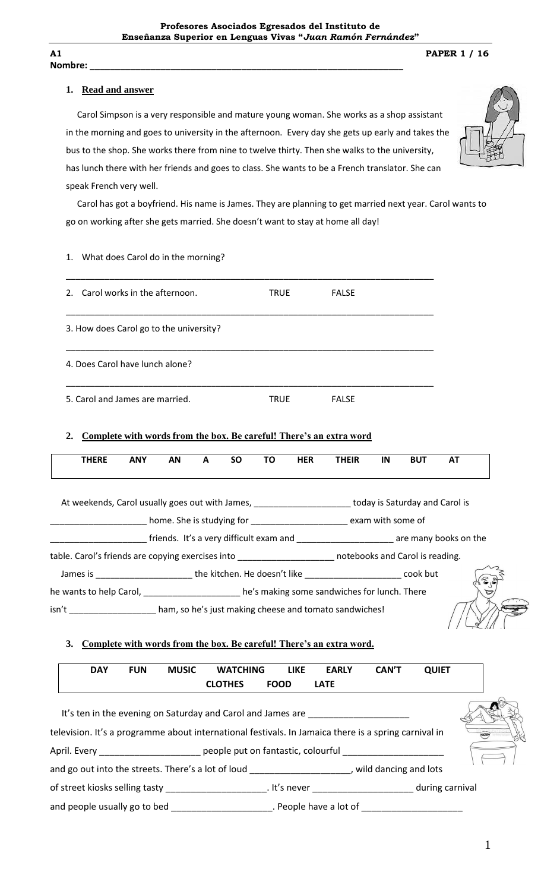**Profesores Asociados Egresados del Instituto de Enseñanza Superior en Lenguas Vivas "*Juan Ramón Fernández*"**

**A1** **PAPER 1 / 16**

**Nombre: ________________________________________________________________**

## 1. Read and answer

Carol Simpson is a very responsible and mature young woman. She works as a shop assistant in the morning and goes to university in the afternoon. Every day she gets up early and takes the bus to the shop. She works there from nine to twelve thirty. Then she walks to the university, has lunch there with her friends and goes to class. She wants to be a French translator. She can speak French very well.

Carol has got a boyfriend. His name is James. They are planning to get married next year. Carol wants to go on working after she gets married. She doesn't want to stay at home all day!

1. What does Carol do in the morning?

_____________________________________________________________________________

2. Carol works in the afternoon. TRUE FALSE

_____________________________________________________________________________

3. How does Carol go to the university?

_____________________________________________________________________________

4. Does Carol have lunch alone?

_____________________________________________________________________________

5. Carol and James are married. TRUE FALSE

## 2. Complete with words from the box. Be careful! There's an extra word

| THERE | ANY | AN | A | SO | TO | HER | THEIR | IN | BUT | AT |
|---|---|---|---|---|---|---|---|---|---|---|

At weekends, Carol usually goes out with James, ____________________ today is Saturday and Carol is ____________________ home. She is studying for ____________________ exam with some of ____________________ friends. It's a very difficult exam and ____________________ are many books on the table. Carol's friends are copying exercises into ____________________ notebooks and Carol is reading.

James is ____________________ the kitchen. He doesn't like ____________________ cook but he wants to help Carol, ____________________ he's making some sandwiches for lunch. There isn't __________________ ham, so he's just making cheese and tomato sandwiches!

## 3. Complete with words from the box. Be careful! There's an extra word.

| DAY | FUN | MUSIC | WATCHING | LIKE | EARLY | CAN'T | QUIET |
|---|---|---|---|---|---|---|---|
| | | | CLOTHES | FOOD | LATE | | |

It's ten in the evening on Saturday and Carol and James are ____________________ television. It's a programme about international festivals. In Jamaica there is a spring carnival in April. Every ____________________ people put on fantastic, colourful ____________________ and go out into the streets. There's a lot of loud ____________________, wild dancing and lots of street kiosks selling tasty ____________________. It's never ____________________ during carnival and people usually go to bed ____________________. People have a lot of ____________________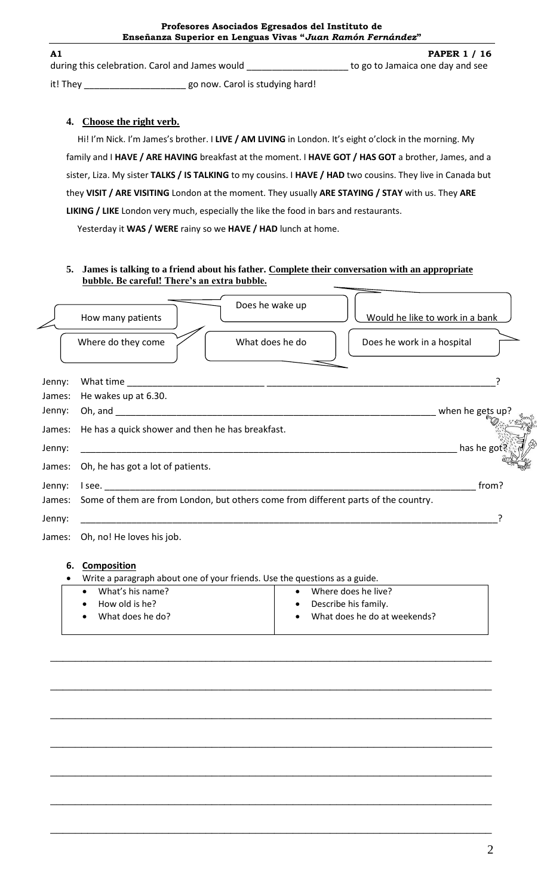during this celebration. Carol and James would ____________________ to go to Jamaica one day and see it! They ____________________ go now. Carol is studying hard!

4. **Choose the right verb.**

Hi! I'm Nick. I'm James's brother. I **LIVE / AM LIVING** in London. It's eight o'clock in the morning. My family and I **HAVE / ARE HAVING** breakfast at the moment. I **HAVE GOT / HAS GOT** a brother, James, and a sister, Liza. My sister **TALKS / IS TALKING** to my cousins. I **HAVE / HAD** two cousins. They live in Canada but they **VISIT / ARE VISITING** London at the moment. They usually **ARE STAYING / STAY** with us. They **ARE LIKING / LIKE** London very much, especially the like the food in bars and restaurants.

Yesterday it **WAS / WERE** rainy so we **HAVE / HAD** lunch at home.

5. **James is talking to a friend about his father. Complete their conversation with an appropriate bubble. Be careful! There's an extra bubble.**

How many patients | Does he wake up | Would he like to work in a bank | Where do they come | What does he do | Does he work in a hospital

Jenny: What time ____________________ ____________________?

James: He wakes up at 6.30.

Jenny: Oh, and ____________________ when he gets up?

James: He has a quick shower and then he has breakfast.

Jenny: ____________________ has he got?

James: Oh, he has got a lot of patients.

Jenny: I see. ____________________ from?

James: Some of them are from London, but others come from different parts of the country.

Jenny: ____________________?

James: Oh, no! He loves his job.

6. **Composition**

- Write a paragraph about one of your friends. Use the questions as a guide.

| | |
|---|---|
| • What's his name?<br>• How old is he?<br>• What does he do? | • Where does he live?<br>• Describe his family.<br>• What does he do at weekends? |

____________________

____________________

____________________

____________________

____________________

____________________

____________________